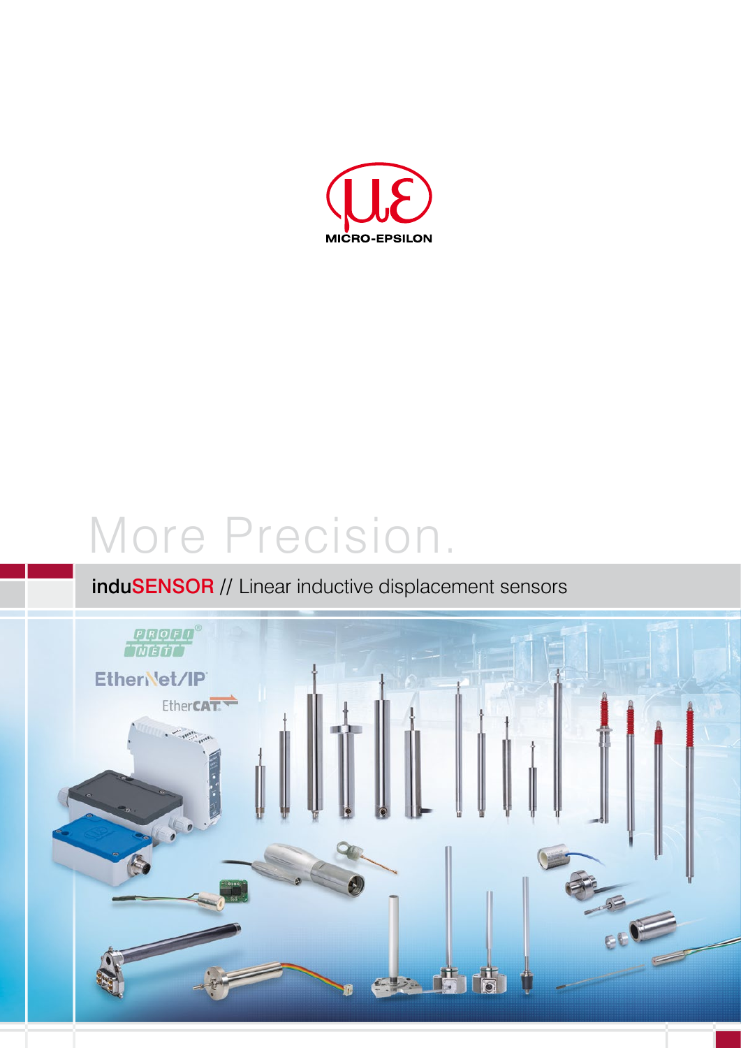MICRO-EPSILON

More Precision.

# induSENSOR // Linear inductive displacement sensors

PROFINET

EtherNet/IP

EtherCAT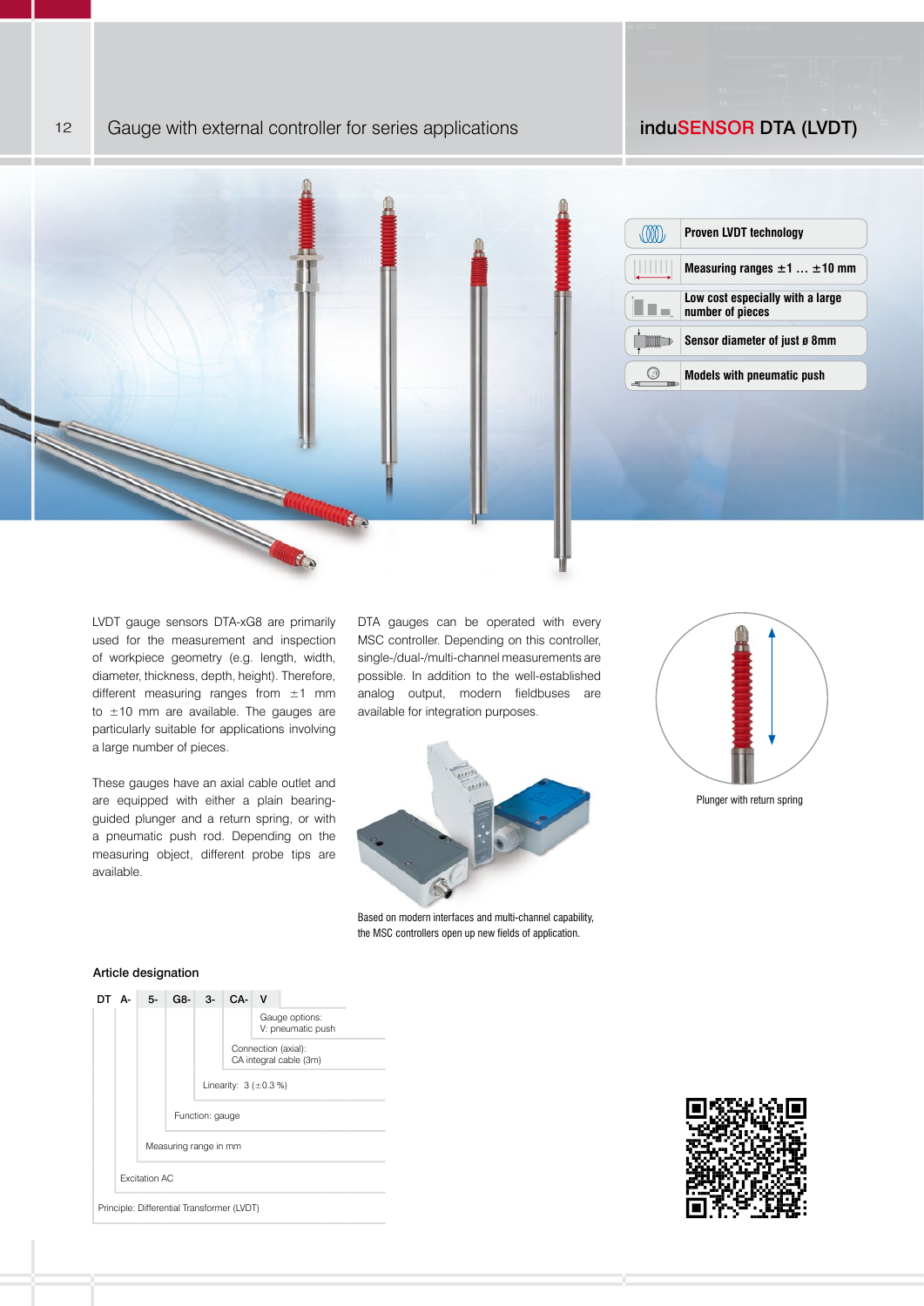# Gauge with external controller for series applications

## induSENSOR DTA (LVDT)

- **Proven LVDT technology**
- **Measuring ranges ±1 … ±10 mm**
- **Low cost especially with a large number of pieces**
- **Sensor diameter of just ø 8mm**
- **Models with pneumatic push**

LVDT gauge sensors DTA-xG8 are primarily used for the measurement and inspection of workpiece geometry (e.g. length, width, diameter, thickness, depth, height). Therefore, different measuring ranges from ±1 mm to ±10 mm are available. The gauges are particularly suitable for applications involving a large number of pieces.

These gauges have an axial cable outlet and are equipped with either a plain bearing-guided plunger and a return spring, or with a pneumatic push rod. Depending on the measuring object, different probe tips are available.

DTA gauges can be operated with every MSC controller. Depending on this controller, single-/dual-/multi-channel measurements are possible. In addition to the well-established analog output, modern fieldbuses are available for integration purposes.

Based on modern interfaces and multi-channel capability, the MSC controllers open up new fields of application.

Plunger with return spring

### Article designation

DT A- 5- G8- 3- CA- V

- V: Gauge options: V: pneumatic push
- CA-: Connection (axial): CA integral cable (3m)
- 3-: Linearity: 3 (±0.3 %)
- G8-: Function: gauge
- 5-: Measuring range in mm
- A-: Excitation AC
- DT: Principle: Differential Transformer (LVDT)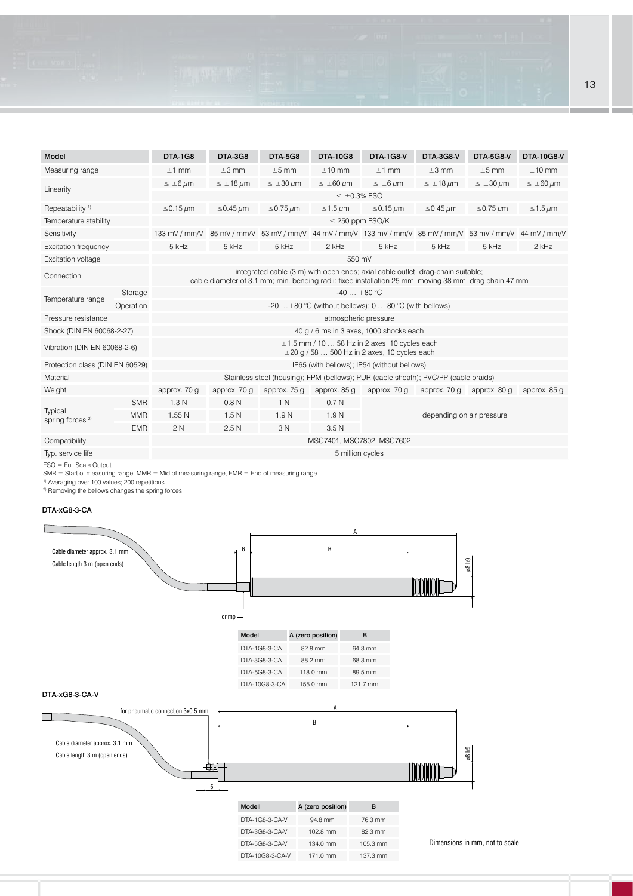| Model | | DTA-1G8 | DTA-3G8 | DTA-5G8 | DTA-10G8 | DTA-1G8-V | DTA-3G8-V | DTA-5G8-V | DTA-10G8-V |
|---|---|---|---|---|---|---|---|---|---|
| Measuring range | | ±1 mm | ±3 mm | ±5 mm | ±10 mm | ±1 mm | ±3 mm | ±5 mm | ±10 mm |
| Linearity | | ≤ ±6 µm | ≤ ±18 µm | ≤ ±30 µm | ≤ ±60 µm | ≤ ±6 µm | ≤ ±18 µm | ≤ ±30 µm | ≤ ±60 µm |
| | | ≤ ±0.3% FSO | | | | | | | |
| Repeatability [1] | | ≤0.15 µm | ≤0.45 µm | ≤0.75 µm | ≤1.5 µm | ≤0.15 µm | ≤0.45 µm | ≤0.75 µm | ≤1.5 µm |
| Temperature stability | | ≤ 250 ppm FSO/K | | | | | | | |
| Sensitivity | | 133 mV / mm/V | 85 mV / mm/V | 53 mV / mm/V | 44 mV / mm/V | 133 mV / mm/V | 85 mV / mm/V | 53 mV / mm/V | 44 mV / mm/V |
| Excitation frequency | | 5 kHz | 5 kHz | 5 kHz | 2 kHz | 5 kHz | 5 kHz | 5 kHz | 2 kHz |
| Excitation voltage | | 550 mV | | | | | | | |
| Connection | | integrated cable (3 m) with open ends; axial cable outlet; drag-chain suitable; cable diameter of 3.1 mm; min. bending radii: fixed installation 25 mm, moving 38 mm, drag chain 47 mm | | | | | | | |
| Temperature range | Storage | -40 … +80 °C | | | | | | | |
| | Operation | -20 … +80 °C (without bellows); 0 … 80 °C (with bellows) | | | | | | | |
| Pressure resistance | | atmospheric pressure | | | | | | | |
| Shock (DIN EN 60068-2-27) | | 40 g / 6 ms in 3 axes, 1000 shocks each | | | | | | | |
| Vibration (DIN EN 60068-2-6) | | ±1.5 mm / 10 … 58 Hz in 2 axes, 10 cycles each ±20 g / 58 … 500 Hz in 2 axes, 10 cycles each | | | | | | | |
| Protection class (DIN EN 60529) | | IP65 (with bellows); IP54 (without bellows) | | | | | | | |
| Material | | Stainless steel (housing); FPM (bellows); PUR (cable sheath); PVC/PP (cable braids) | | | | | | | |
| Weight | | approx. 70 g | approx. 70 g | approx. 75 g | approx. 85 g | approx. 70 g | approx. 70 g | approx. 80 g | approx. 85 g |
| Typical spring forces [2] | SMR | 1.3 N | 0.8 N | 1 N | 0.7 N | depending on air pressure | | | |
| | MMR | 1.55 N | 1.5 N | 1.9 N | 1.9 N | | | | |
| | EMR | 2 N | 2.5 N | 3 N | 3.5 N | | | | |
| Compatibility | | MSC7401, MSC7802, MSC7602 | | | | | | | |
| Typ. service life | | 5 million cycles | | | | | | | |

FSO = Full Scale Output

SMR = Start of measuring range, MMR = Mid of measuring range, EMR = End of measuring range

[1] Averaging over 100 values; 200 repetitions

[2] Removing the bellows changes the spring forces

**DTA-xG8-3-CA**

Cable diameter approx. 3.1 mm
Cable length 3 m (open ends)

crimp

6 | A | B | ø8 h9

| Model | A (zero position) | B |
|---|---|---|
| DTA-1G8-3-CA | 82.8 mm | 64.3 mm |
| DTA-3G8-3-CA | 88.2 mm | 68.3 mm |
| DTA-5G8-3-CA | 118.0 mm | 89.5 mm |
| DTA-10G8-3-CA | 155.0 mm | 121.7 mm |

**DTA-xG8-3-CA-V**

for pneumatic connection 3x0.5 mm

Cable diameter approx. 3.1 mm
Cable length 3 m (open ends)

5 | A | B | ø8 h9

| Modell | A (zero position) | B |
|---|---|---|
| DTA-1G8-3-CA-V | 94.8 mm | 76.3 mm |
| DTA-3G8-3-CA-V | 102.8 mm | 82.3 mm |
| DTA-5G8-3-CA-V | 134.0 mm | 105.3 mm |
| DTA-10G8-3-CA-V | 171.0 mm | 137.3 mm |

Dimensions in mm, not to scale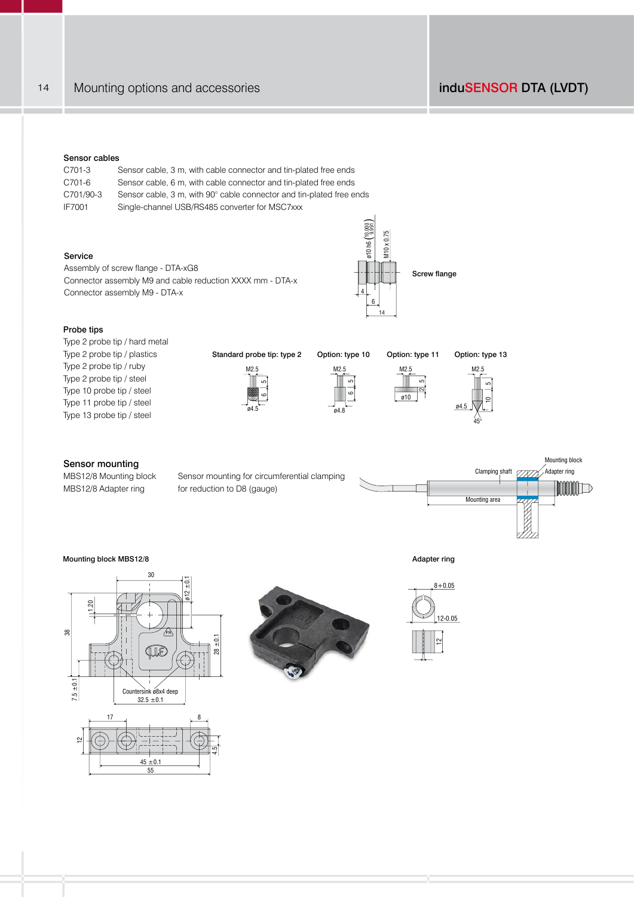## Mounting options and accessories

### Sensor cables

| | |
|---|---|
| C701-3 | Sensor cable, 3 m, with cable connector and tin-plated free ends |
| C701-6 | Sensor cable, 6 m, with cable connector and tin-plated free ends |
| C701/90-3 | Sensor cable, 3 m, with 90° cable connector and tin-plated free ends |
| IF7001 | Single-channel USB/RS485 converter for MSC7xxx |

### Service

Assembly of screw flange - DTA-xG8
Connector assembly M9 and cable reduction XXXX mm - DTA-x
Connector assembly M9 - DTA-x

Screw flange

### Probe tips

Type 2 probe tip / hard metal
Type 2 probe tip / plastics
Type 2 probe tip / ruby
Type 2 probe tip / steel
Type 10 probe tip / steel
Type 11 probe tip / steel
Type 13 probe tip / steel

Standard probe tip: type 2 | Option: type 10 | Option: type 11 | Option: type 13

### Sensor mounting

| | |
|---|---|
| MBS12/8 Mounting block | Sensor mounting for circumferential clamping |
| MBS12/8 Adapter ring | for reduction to D8 (gauge) |

Mounting block MBS12/8

Adapter ring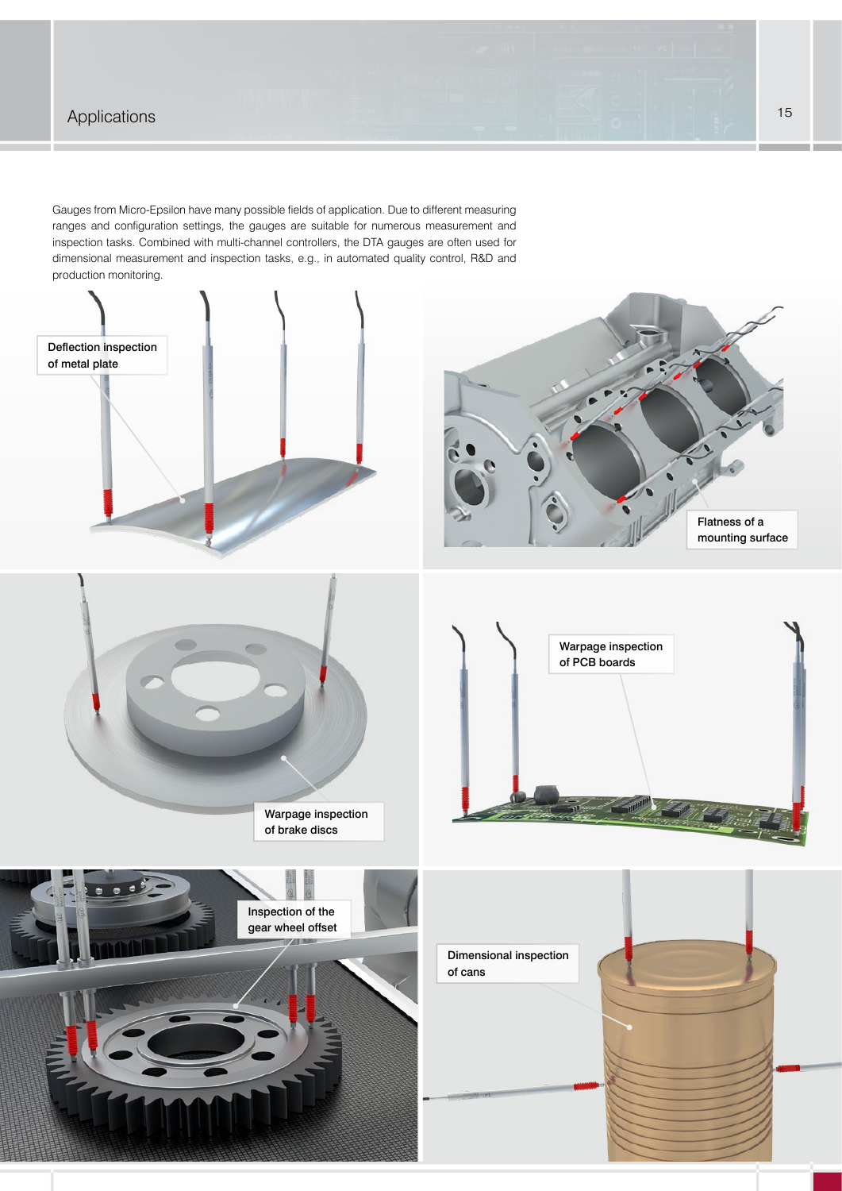## Applications

Gauges from Micro-Epsilon have many possible fields of application. Due to different measuring ranges and configuration settings, the gauges are suitable for numerous measurement and inspection tasks. Combined with multi-channel controllers, the DTA gauges are often used for dimensional measurement and inspection tasks, e.g., in automated quality control, R&D and production monitoring.

Deflection inspection of metal plate

Flatness of a mounting surface

Warpage inspection of brake discs

Warpage inspection of PCB boards

Inspection of the gear wheel offset

Dimensional inspection of cans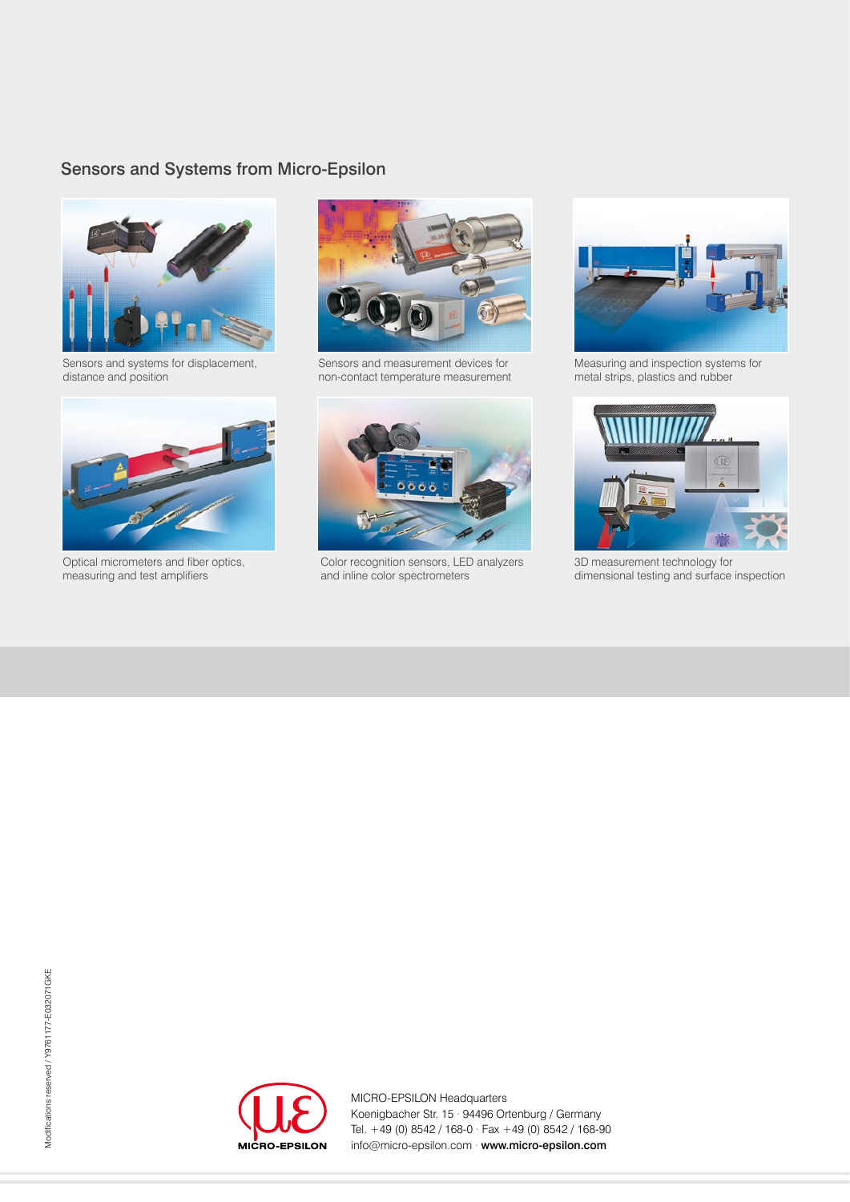## Sensors and Systems from Micro-Epsilon

Sensors and systems for displacement, distance and position

Sensors and measurement devices for non-contact temperature measurement

Measuring and inspection systems for metal strips, plastics and rubber

Optical micrometers and fiber optics, measuring and test amplifiers

Color recognition sensors, LED analyzers and inline color spectrometers

3D measurement technology for dimensional testing and surface inspection

Modifications reserved / Y9761177-E032071GKE

MICRO-EPSILON

MICRO-EPSILON Headquarters
Koenigbacher Str. 15 · 94496 Ortenburg / Germany
Tel. +49 (0) 8542 / 168-0 · Fax +49 (0) 8542 / 168-90
info@micro-epsilon.com · **www.micro-epsilon.com**